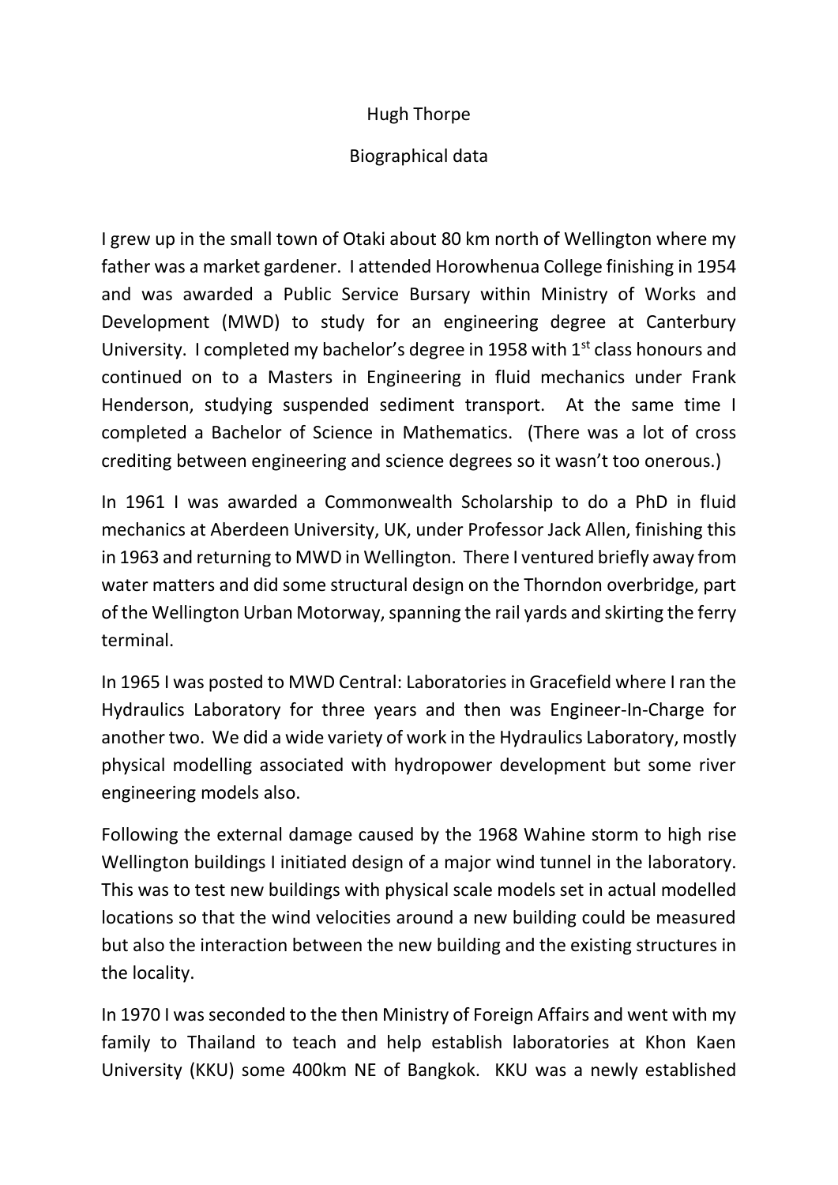# Hugh Thorpe

## Biographical data

I grew up in the small town of Otaki about 80 km north of Wellington where my father was a market gardener. I attended Horowhenua College finishing in 1954 and was awarded a Public Service Bursary within Ministry of Works and Development (MWD) to study for an engineering degree at Canterbury University. I completed my bachelor's degree in 1958 with 1st class honours and continued on to a Masters in Engineering in fluid mechanics under Frank Henderson, studying suspended sediment transport. At the same time I completed a Bachelor of Science in Mathematics. (There was a lot of cross crediting between engineering and science degrees so it wasn't too onerous.)

In 1961 I was awarded a Commonwealth Scholarship to do a PhD in fluid mechanics at Aberdeen University, UK, under Professor Jack Allen, finishing this in 1963 and returning to MWD in Wellington. There I ventured briefly away from water matters and did some structural design on the Thorndon overbridge, part of the Wellington Urban Motorway, spanning the rail yards and skirting the ferry terminal.

In 1965 I was posted to MWD Central: Laboratories in Gracefield where I ran the Hydraulics Laboratory for three years and then was Engineer-In-Charge for another two. We did a wide variety of work in the Hydraulics Laboratory, mostly physical modelling associated with hydropower development but some river engineering models also.

Following the external damage caused by the 1968 Wahine storm to high rise Wellington buildings I initiated design of a major wind tunnel in the laboratory. This was to test new buildings with physical scale models set in actual modelled locations so that the wind velocities around a new building could be measured but also the interaction between the new building and the existing structures in the locality.

In 1970 I was seconded to the then Ministry of Foreign Affairs and went with my family to Thailand to teach and help establish laboratories at Khon Kaen University (KKU) some 400km NE of Bangkok. KKU was a newly established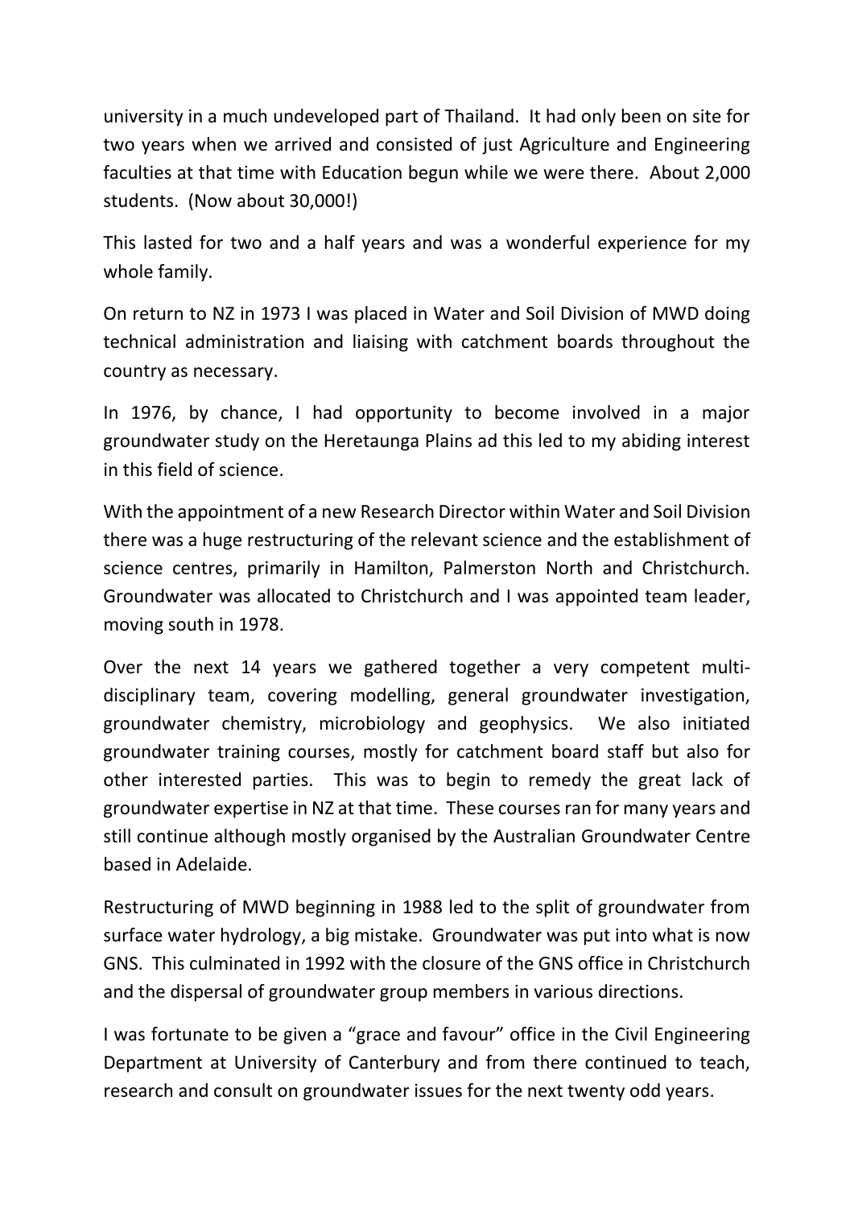university in a much undeveloped part of Thailand. It had only been on site for two years when we arrived and consisted of just Agriculture and Engineering faculties at that time with Education begun while we were there. About 2,000 students. (Now about 30,000!)

This lasted for two and a half years and was a wonderful experience for my whole family.

On return to NZ in 1973 I was placed in Water and Soil Division of MWD doing technical administration and liaising with catchment boards throughout the country as necessary.

In 1976, by chance, I had opportunity to become involved in a major groundwater study on the Heretaunga Plains ad this led to my abiding interest in this field of science.

With the appointment of a new Research Director within Water and Soil Division there was a huge restructuring of the relevant science and the establishment of science centres, primarily in Hamilton, Palmerston North and Christchurch. Groundwater was allocated to Christchurch and I was appointed team leader, moving south in 1978.

Over the next 14 years we gathered together a very competent multi-disciplinary team, covering modelling, general groundwater investigation, groundwater chemistry, microbiology and geophysics. We also initiated groundwater training courses, mostly for catchment board staff but also for other interested parties. This was to begin to remedy the great lack of groundwater expertise in NZ at that time. These courses ran for many years and still continue although mostly organised by the Australian Groundwater Centre based in Adelaide.

Restructuring of MWD beginning in 1988 led to the split of groundwater from surface water hydrology, a big mistake. Groundwater was put into what is now GNS. This culminated in 1992 with the closure of the GNS office in Christchurch and the dispersal of groundwater group members in various directions.

I was fortunate to be given a "grace and favour" office in the Civil Engineering Department at University of Canterbury and from there continued to teach, research and consult on groundwater issues for the next twenty odd years.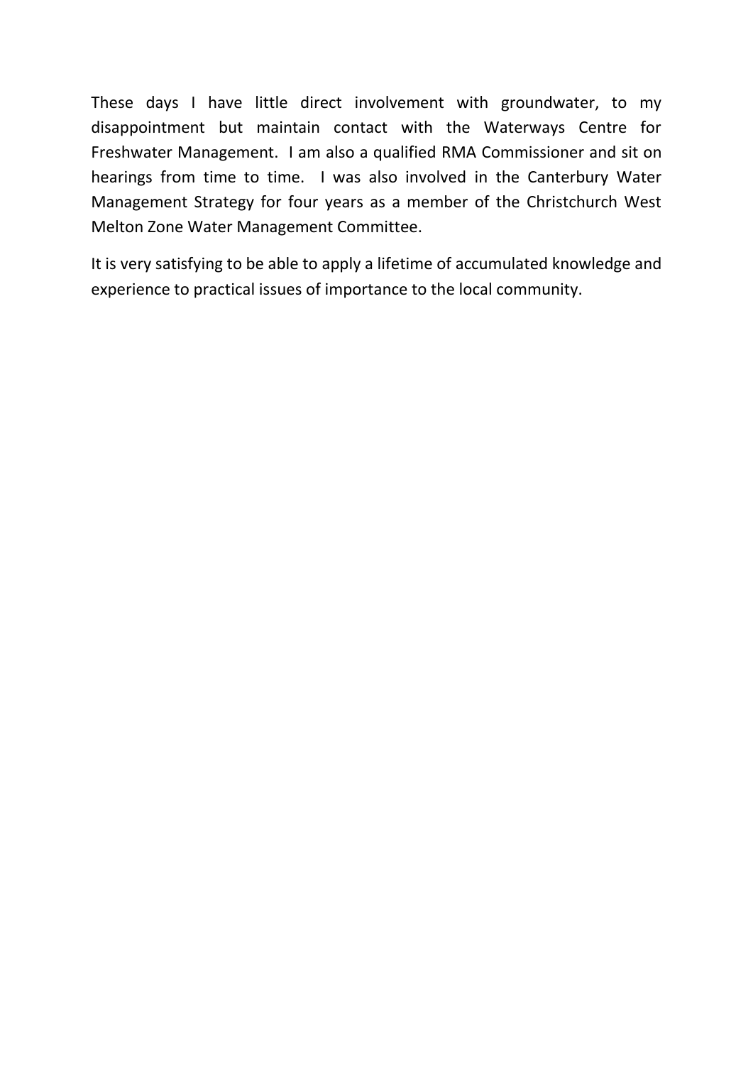These days I have little direct involvement with groundwater, to my disappointment but maintain contact with the Waterways Centre for Freshwater Management. I am also a qualified RMA Commissioner and sit on hearings from time to time. I was also involved in the Canterbury Water Management Strategy for four years as a member of the Christchurch West Melton Zone Water Management Committee.

It is very satisfying to be able to apply a lifetime of accumulated knowledge and experience to practical issues of importance to the local community.